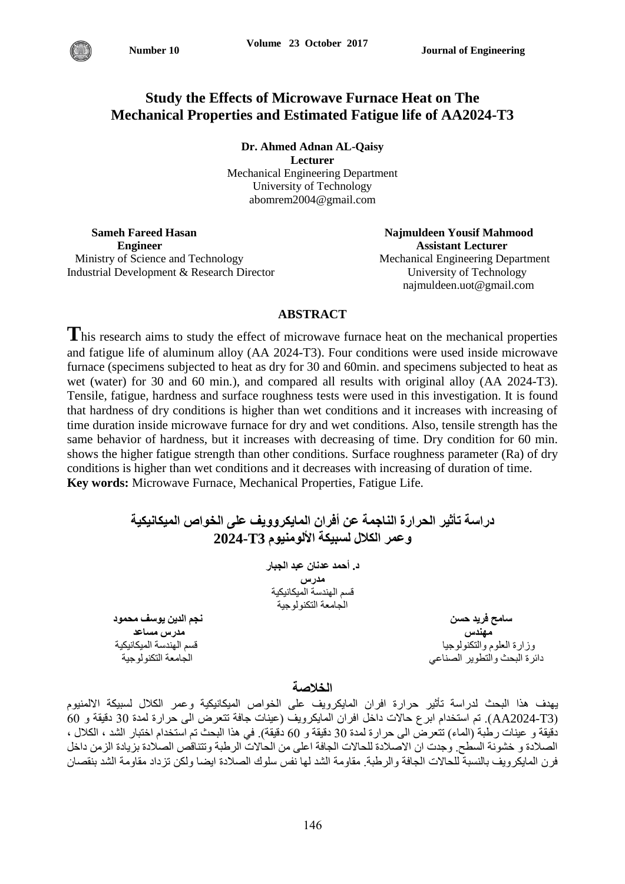# Study the Effects of Microwave Furnace Heat on The Mechanical Properties and Estimated Fatigue life of AA2024-T3

**Dr. Ahmed Adnan AL-Qaisy**
**Lecturer**
Mechanical Engineering Department
University of Technology
abomrem2004@gmail.com

**Sameh Fareed Hasan**
**Engineer**
Ministry of Science and Technology
Industrial Development & Research Director

**Najmuldeen Yousif Mahmood**
**Assistant Lecturer**
Mechanical Engineering Department
University of Technology
najmuldeen.uot@gmail.com

## ABSTRACT

This research aims to study the effect of microwave furnace heat on the mechanical properties and fatigue life of aluminum alloy (AA 2024-T3). Four conditions were used inside microwave furnace (specimens subjected to heat as dry for 30 and 60min. and specimens subjected to heat as wet (water) for 30 and 60 min.), and compared all results with original alloy (AA 2024-T3). Tensile, fatigue, hardness and surface roughness tests were used in this investigation. It is found that hardness of dry conditions is higher than wet conditions and it increases with increasing of time duration inside microwave furnace for dry and wet conditions. Also, tensile strength has the same behavior of hardness, but it increases with decreasing of time. Dry condition for 60 min. shows the higher fatigue strength than other conditions. Surface roughness parameter (Ra) of dry conditions is higher than wet conditions and it decreases with increasing of duration of time.

**Key words:** Microwave Furnace, Mechanical Properties, Fatigue Life.

# دراسة تأثير الحرارة الناجمة عن أفران المايكروويف على الخواص الميكانيكية وعمر الكلال لسبيكة الألومنيوم 2024-T3

**د. أحمد عدنان عبد الجبار**
**مدرس**
قسم الهندسة الميكانيكية
الجامعة التكنولوجية

**سامح فريد حسن**
**مهندس**
وزارة العلوم والتكنولوجيا
دائرة البحث والتطوير الصناعي

**نجم الدين يوسف محمود**
**مدرس مساعد**
قسم الهندسة الميكانيكية
الجامعة التكنولوجية

## الخلاصة

يهدف هذا البحث لدراسة تأثير حرارة افران المايكرويف على الخواص الميكانيكية وعمر الكلال لسبيكة الالمنيوم (AA2024-T3). تم استخدام اربع حالات داخل افران المايكرويف (عينات جافة تتعرض الى حرارة لمدة 30 دقيقة و 60 دقيقة و عينات رطبة (الماء) تتعرض الى حرارة لمدة 30 دقيقة و 60 دقيقة). في هذا البحث تم استخدام اختبار الشد ، الكلال ، الصلادة و خشونة السطح. وجدت ان الاصلادة للحالات الجافة اعلى من الحالات الرطبة وتتناقص الصلادة بزيادة الزمن داخل فرن المايكرويف بالنسبة للحالات الجافة والرطبة. مقاومة الشد لها نفس سلوك الصلادة ايضا ولكن تزداد مقاومة الشد بنقصان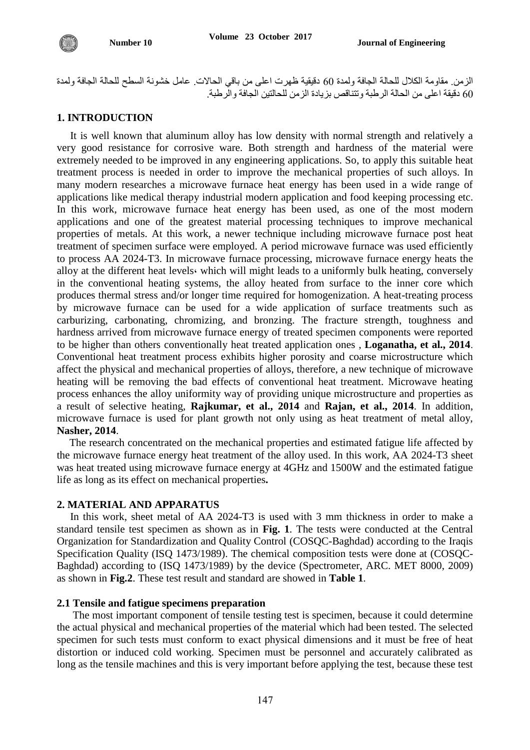الزمن. مقاومة الكلال للحالة الجافة ولمدة 60 دقيقية ظهرت اعلى من باقي الحالات. عامل خشونة السطح للحالة الجافة ولمدة 60 دقيقة اعلى من الحالة الرطبة وتتناقص بزيادة الزمن للحالتين الجافة والرطبة.

## 1. INTRODUCTION

It is well known that aluminum alloy has low density with normal strength and relatively a very good resistance for corrosive ware. Both strength and hardness of the material were extremely needed to be improved in any engineering applications. So, to apply this suitable heat treatment process is needed in order to improve the mechanical properties of such alloys. In many modern researches a microwave furnace heat energy has been used in a wide range of applications like medical therapy industrial modern application and food keeping processing etc. In this work, microwave furnace heat energy has been used, as one of the most modern applications and one of the greatest material processing techniques to improve mechanical properties of metals. At this work, a newer technique including microwave furnace post heat treatment of specimen surface were employed. A period microwave furnace was used efficiently to process AA 2024-T3. In microwave furnace processing, microwave furnace energy heats the alloy at the different heat levels، which will might leads to a uniformly bulk heating, conversely in the conventional heating systems, the alloy heated from surface to the inner core which produces thermal stress and/or longer time required for homogenization. A heat-treating process by microwave furnace can be used for a wide application of surface treatments such as carburizing, carbonating, chromizing, and bronzing. The fracture strength, toughness and hardness arrived from microwave furnace energy of treated specimen components were reported to be higher than others conventionally heat treated application ones , **Loganatha, et al., 2014**. Conventional heat treatment process exhibits higher porosity and coarse microstructure which affect the physical and mechanical properties of alloys, therefore, a new technique of microwave heating will be removing the bad effects of conventional heat treatment. Microwave heating process enhances the alloy uniformity way of providing unique microstructure and properties as a result of selective heating, **Rajkumar, et al., 2014** and **Rajan, et al., 2014**. In addition, microwave furnace is used for plant growth not only using as heat treatment of metal alloy, **Nasher, 2014**.

The research concentrated on the mechanical properties and estimated fatigue life affected by the microwave furnace energy heat treatment of the alloy used. In this work, AA 2024-T3 sheet was heat treated using microwave furnace energy at 4GHz and 1500W and the estimated fatigue life as long as its effect on mechanical properties**.**

## 2. MATERIAL AND APPARATUS

In this work, sheet metal of AA 2024-T3 is used with 3 mm thickness in order to make a standard tensile test specimen as shown as in **Fig. 1**. The tests were conducted at the Central Organization for Standardization and Quality Control (COSQC-Baghdad) according to the Iraqis Specification Quality (ISQ 1473/1989). The chemical composition tests were done at (COSQC-Baghdad) according to (ISQ 1473/1989) by the device (Spectrometer, ARC. MET 8000, 2009) as shown in **Fig.2**. These test result and standard are showed in **Table 1**.

### 2.1 Tensile and fatigue specimens preparation

The most important component of tensile testing test is specimen, because it could determine the actual physical and mechanical properties of the material which had been tested. The selected specimen for such tests must conform to exact physical dimensions and it must be free of heat distortion or induced cold working. Specimen must be personnel and accurately calibrated as long as the tensile machines and this is very important before applying the test, because these test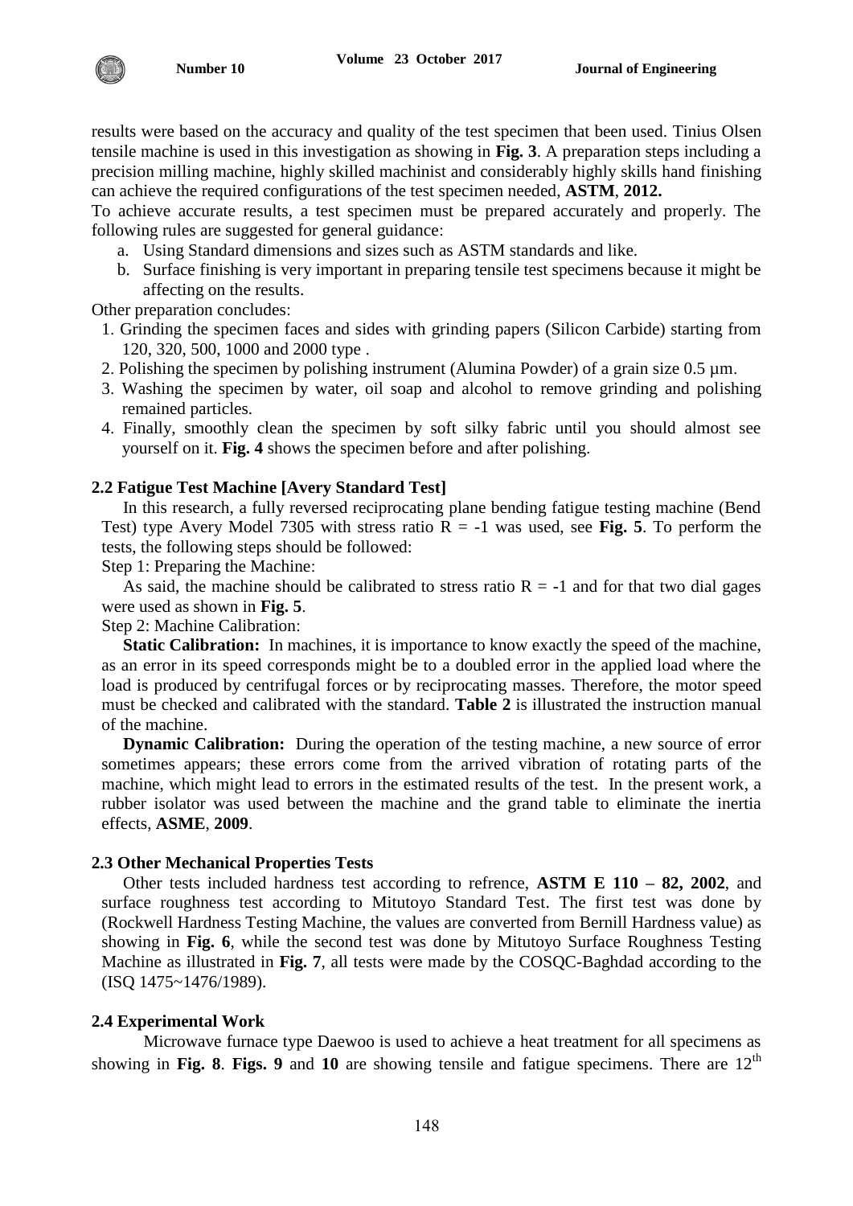results were based on the accuracy and quality of the test specimen that been used. Tinius Olsen tensile machine is used in this investigation as showing in **Fig. 3**. A preparation steps including a precision milling machine, highly skilled machinist and considerably highly skills hand finishing can achieve the required configurations of the test specimen needed, **ASTM**, **2012.**

To achieve accurate results, a test specimen must be prepared accurately and properly. The following rules are suggested for general guidance:

a. Using Standard dimensions and sizes such as ASTM standards and like.
b. Surface finishing is very important in preparing tensile test specimens because it might be affecting on the results.

Other preparation concludes:

1. Grinding the specimen faces and sides with grinding papers (Silicon Carbide) starting from 120, 320, 500, 1000 and 2000 type .
2. Polishing the specimen by polishing instrument (Alumina Powder) of a grain size 0.5 µm.
3. Washing the specimen by water, oil soap and alcohol to remove grinding and polishing remained particles.
4. Finally, smoothly clean the specimen by soft silky fabric until you should almost see yourself on it. **Fig. 4** shows the specimen before and after polishing.

### 2.2 Fatigue Test Machine [Avery Standard Test]

In this research, a fully reversed reciprocating plane bending fatigue testing machine (Bend Test) type Avery Model 7305 with stress ratio $R = -1$ was used, see **Fig. 5**. To perform the tests, the following steps should be followed:

Step 1: Preparing the Machine:

As said, the machine should be calibrated to stress ratio $R = -1$ and for that two dial gages were used as shown in **Fig. 5**.

Step 2: Machine Calibration:

**Static Calibration:** In machines, it is importance to know exactly the speed of the machine, as an error in its speed corresponds might be to a doubled error in the applied load where the load is produced by centrifugal forces or by reciprocating masses. Therefore, the motor speed must be checked and calibrated with the standard. **Table 2** is illustrated the instruction manual of the machine.

**Dynamic Calibration:** During the operation of the testing machine, a new source of error sometimes appears; these errors come from the arrived vibration of rotating parts of the machine, which might lead to errors in the estimated results of the test. In the present work, a rubber isolator was used between the machine and the grand table to eliminate the inertia effects, **ASME**, **2009**.

### 2.3 Other Mechanical Properties Tests

Other tests included hardness test according to refrence, **ASTM E 110 – 82, 2002**, and surface roughness test according to Mitutoyo Standard Test. The first test was done by (Rockwell Hardness Testing Machine, the values are converted from Bernill Hardness value) as showing in **Fig. 6**, while the second test was done by Mitutoyo Surface Roughness Testing Machine as illustrated in **Fig. 7**, all tests were made by the COSQC-Baghdad according to the (ISQ 1475~1476/1989).

### 2.4 Experimental Work

Microwave furnace type Daewoo is used to achieve a heat treatment for all specimens as showing in **Fig. 8**. **Figs. 9** and **10** are showing tensile and fatigue specimens. There are 12$^{th}$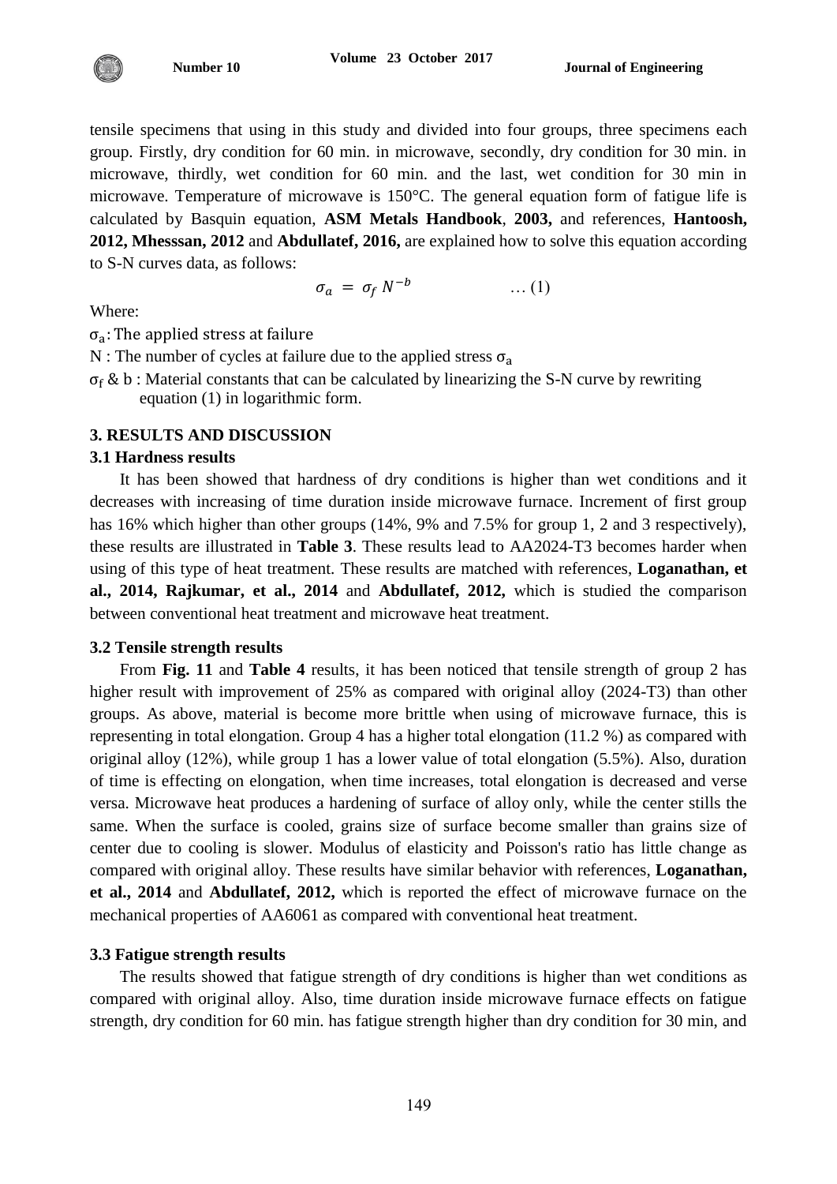tensile specimens that using in this study and divided into four groups, three specimens each group. Firstly, dry condition for 60 min. in microwave, secondly, dry condition for 30 min. in microwave, thirdly, wet condition for 60 min. and the last, wet condition for 30 min in microwave. Temperature of microwave is 150°C. The general equation form of fatigue life is calculated by Basquin equation, **ASM Metals Handbook**, **2003,** and references, **Hantoosh, 2012, Mhesssan, 2012** and **Abdullatef, 2016,** are explained how to solve this equation according to S-N curves data, as follows:

$$\sigma_a = \sigma_f N^{-b} \qquad \dots (1)$$

Where:

$\sigma_a$: The applied stress at failure

N : The number of cycles at failure due to the applied stress $\sigma_a$

$\sigma_f$ & b : Material constants that can be calculated by linearizing the S-N curve by rewriting equation (1) in logarithmic form.

## 3. RESULTS AND DISCUSSION

### 3.1 Hardness results

It has been showed that hardness of dry conditions is higher than wet conditions and it decreases with increasing of time duration inside microwave furnace. Increment of first group has 16% which higher than other groups (14%, 9% and 7.5% for group 1, 2 and 3 respectively), these results are illustrated in **Table 3**. These results lead to AA2024-T3 becomes harder when using of this type of heat treatment. These results are matched with references, **Loganathan, et al., 2014, Rajkumar, et al., 2014** and **Abdullatef, 2012,** which is studied the comparison between conventional heat treatment and microwave heat treatment.

### 3.2 Tensile strength results

From **Fig. 11** and **Table 4** results, it has been noticed that tensile strength of group 2 has higher result with improvement of 25% as compared with original alloy (2024-T3) than other groups. As above, material is become more brittle when using of microwave furnace, this is representing in total elongation. Group 4 has a higher total elongation (11.2 %) as compared with original alloy (12%), while group 1 has a lower value of total elongation (5.5%). Also, duration of time is effecting on elongation, when time increases, total elongation is decreased and verse versa. Microwave heat produces a hardening of surface of alloy only, while the center stills the same. When the surface is cooled, grains size of surface become smaller than grains size of center due to cooling is slower. Modulus of elasticity and Poisson's ratio has little change as compared with original alloy. These results have similar behavior with references, **Loganathan, et al., 2014** and **Abdullatef, 2012,** which is reported the effect of microwave furnace on the mechanical properties of AA6061 as compared with conventional heat treatment.

### 3.3 Fatigue strength results

The results showed that fatigue strength of dry conditions is higher than wet conditions as compared with original alloy. Also, time duration inside microwave furnace effects on fatigue strength, dry condition for 60 min. has fatigue strength higher than dry condition for 30 min, and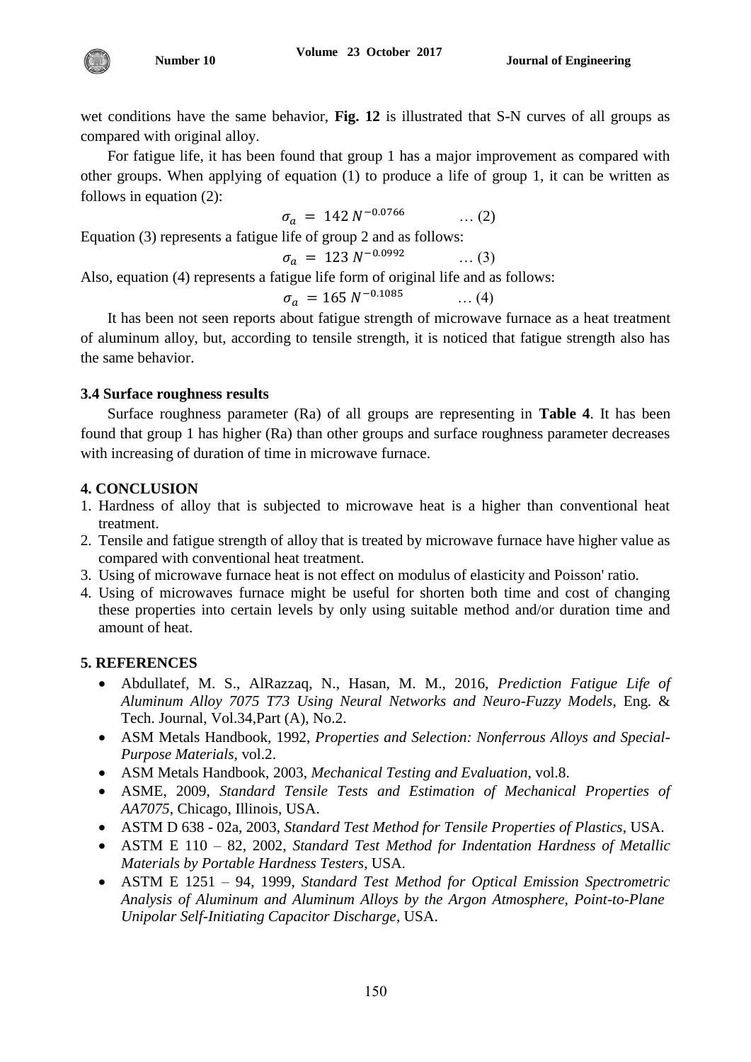wet conditions have the same behavior, **Fig. 12** is illustrated that S-N curves of all groups as compared with original alloy.

For fatigue life, it has been found that group 1 has a major improvement as compared with other groups. When applying of equation (1) to produce a life of group 1, it can be written as follows in equation (2):

$$\sigma_a = 142\, N^{-0.0766} \qquad \dots (2)$$

Equation (3) represents a fatigue life of group 2 and as follows:

$$\sigma_a = 123\, N^{-0.0992} \qquad \dots (3)$$

Also, equation (4) represents a fatigue life form of original life and as follows:

$$\sigma_a = 165\, N^{-0.1085} \qquad \dots (4)$$

It has been not seen reports about fatigue strength of microwave furnace as a heat treatment of aluminum alloy, but, according to tensile strength, it is noticed that fatigue strength also has the same behavior.

### 3.4 Surface roughness results

Surface roughness parameter (Ra) of all groups are representing in **Table 4**. It has been found that group 1 has higher (Ra) than other groups and surface roughness parameter decreases with increasing of duration of time in microwave furnace.

## 4. CONCLUSION

1. Hardness of alloy that is subjected to microwave heat is a higher than conventional heat treatment.
2. Tensile and fatigue strength of alloy that is treated by microwave furnace have higher value as compared with conventional heat treatment.
3. Using of microwave furnace heat is not effect on modulus of elasticity and Poisson' ratio.
4. Using of microwaves furnace might be useful for shorten both time and cost of changing these properties into certain levels by only using suitable method and/or duration time and amount of heat.

## 5. REFERENCES

- Abdullatef, M. S., AlRazzaq, N., Hasan, M. M., 2016, *Prediction Fatigue Life of Aluminum Alloy 7075 T73 Using Neural Networks and Neuro-Fuzzy Models*, Eng. & Tech. Journal, Vol.34,Part (A), No.2.
- ASM Metals Handbook, 1992, *Properties and Selection: Nonferrous Alloys and Special-Purpose Materials*, vol.2.
- ASM Metals Handbook, 2003, *Mechanical Testing and Evaluation*, vol.8.
- ASME, 2009, *Standard Tensile Tests and Estimation of Mechanical Properties of AA7075*, Chicago, Illinois, USA.
- ASTM D 638 - 02a, 2003, *Standard Test Method for Tensile Properties of Plastics*, USA.
- ASTM E 110 – 82, 2002, *Standard Test Method for Indentation Hardness of Metallic Materials by Portable Hardness Testers*, USA.
- ASTM E 1251 – 94, 1999, *Standard Test Method for Optical Emission Spectrometric Analysis of Aluminum and Aluminum Alloys by the Argon Atmosphere, Point-to-Plane Unipolar Self-Initiating Capacitor Discharge*, USA.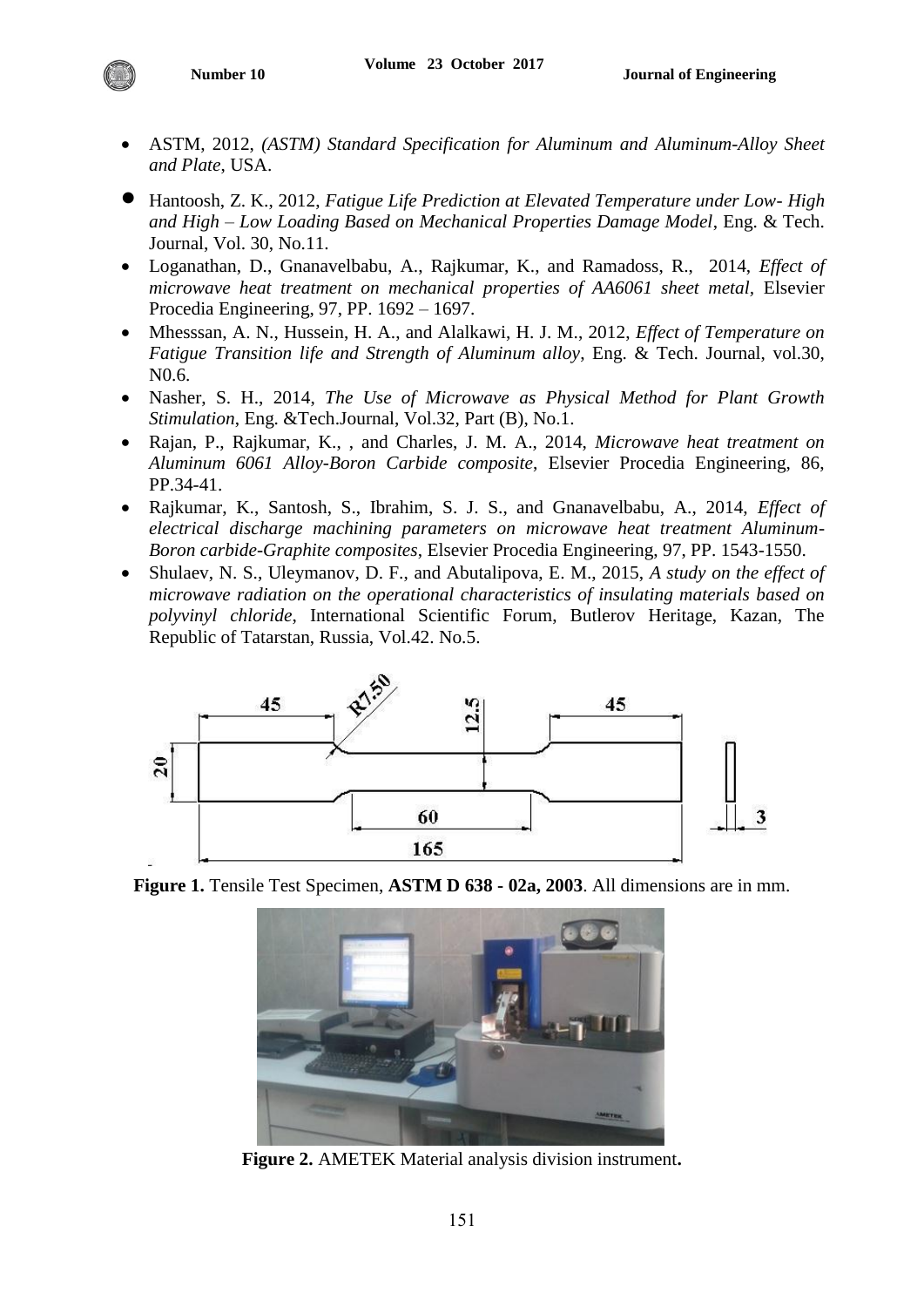- ASTM, 2012, *(ASTM) Standard Specification for Aluminum and Aluminum-Alloy Sheet and Plate*, USA.
- Hantoosh, Z. K., 2012, *Fatigue Life Prediction at Elevated Temperature under Low- High and High – Low Loading Based on Mechanical Properties Damage Model*, Eng. & Tech. Journal, Vol. 30, No.11.
- Loganathan, D., Gnanavelbabu, A., Rajkumar, K., and Ramadoss, R., 2014, *Effect of microwave heat treatment on mechanical properties of AA6061 sheet metal,* Elsevier Procedia Engineering, 97, PP. 1692 – 1697.
- Mhesssan, A. N., Hussein, H. A., and Alalkawi, H. J. M., 2012, *Effect of Temperature on Fatigue Transition life and Strength of Aluminum alloy*, Eng. & Tech. Journal, vol.30, N0.6.
- Nasher, S. H., 2014, *The Use of Microwave as Physical Method for Plant Growth Stimulation*, Eng. &Tech.Journal, Vol.32, Part (B), No.1.
- Rajan, P., Rajkumar, K., , and Charles, J. M. A., 2014, *Microwave heat treatment on Aluminum 6061 Alloy-Boron Carbide composite*, Elsevier Procedia Engineering, 86, PP.34-41.
- Rajkumar, K., Santosh, S., Ibrahim, S. J. S., and Gnanavelbabu, A., 2014, *Effect of electrical discharge machining parameters on microwave heat treatment Aluminum-Boron carbide-Graphite composites*, Elsevier Procedia Engineering, 97, PP. 1543-1550.
- Shulaev, N. S., Uleymanov, D. F., and Abutalipova, E. M., 2015, *A study on the effect of microwave radiation on the operational characteristics of insulating materials based on polyvinyl chloride*, International Scientific Forum, Butlerov Heritage, Kazan, The Republic of Tatarstan, Russia, Vol.42. No.5.

**Figure 1.** Tensile Test Specimen, **ASTM D 638 - 02a, 2003**. All dimensions are in mm.

**Figure 2.** AMETEK Material analysis division instrument**.**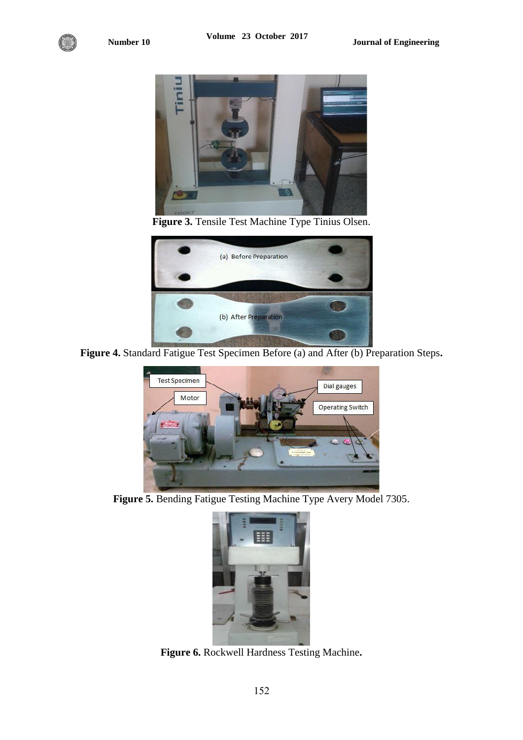**Figure 3.** Tensile Test Machine Type Tinius Olsen.

**Figure 4.** Standard Fatigue Test Specimen Before (a) and After (b) Preparation Steps**.**

**Figure 5.** Bending Fatigue Testing Machine Type Avery Model 7305.

**Figure 6.** Rockwell Hardness Testing Machine**.**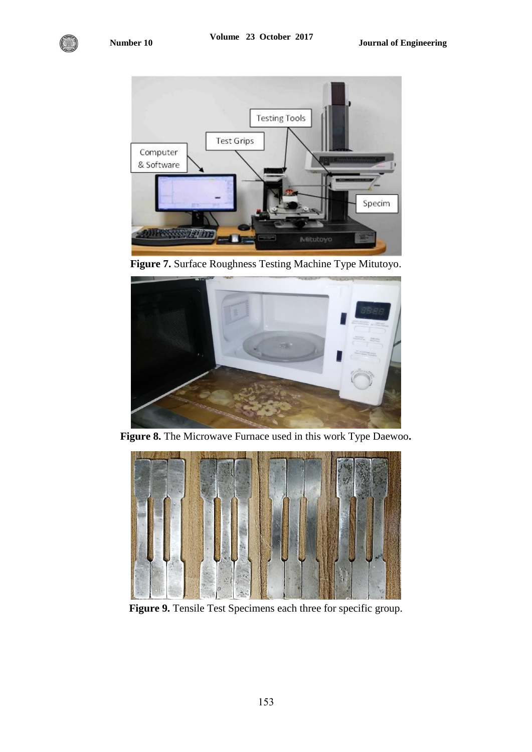**Figure 7.** Surface Roughness Testing Machine Type Mitutoyo.

**Figure 8.** The Microwave Furnace used in this work Type Daewoo**.**

**Figure 9.** Tensile Test Specimens each three for specific group.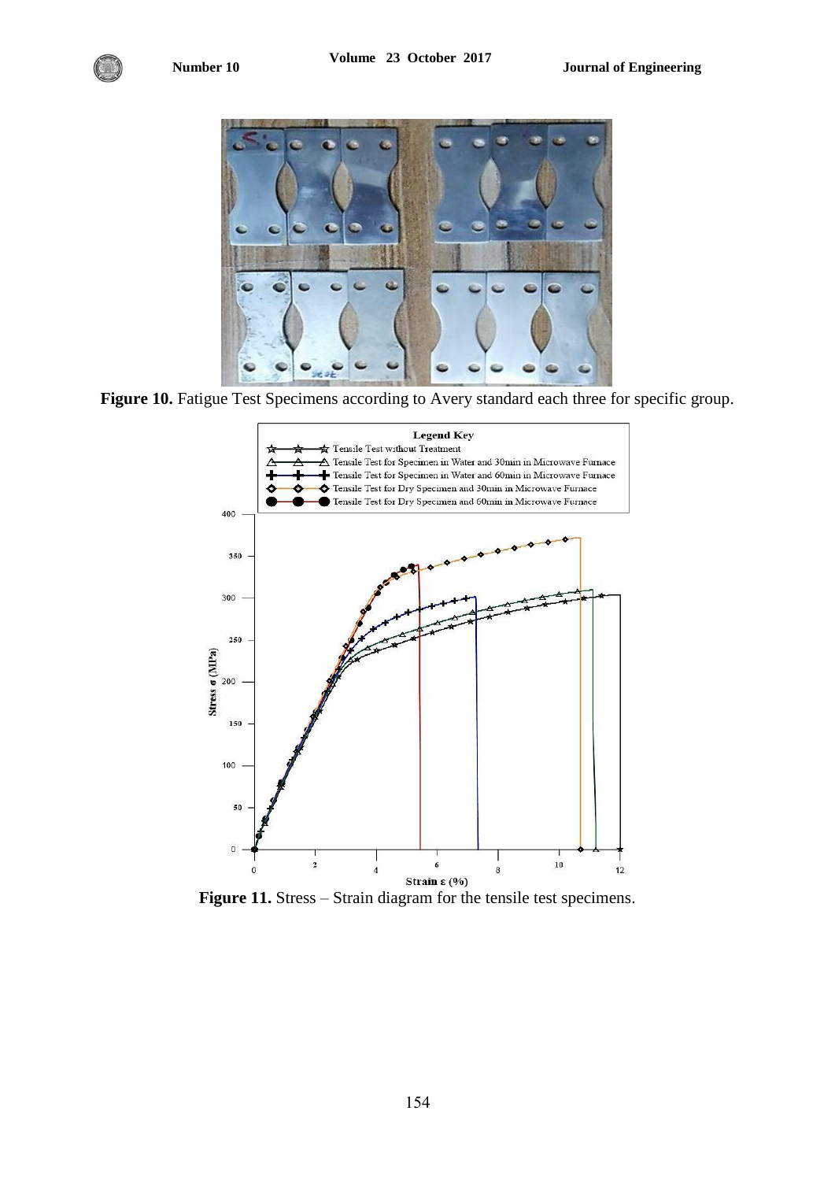**Figure 10.** Fatigue Test Specimens according to Avery standard each three for specific group.

**Figure 11.** Stress – Strain diagram for the tensile test specimens.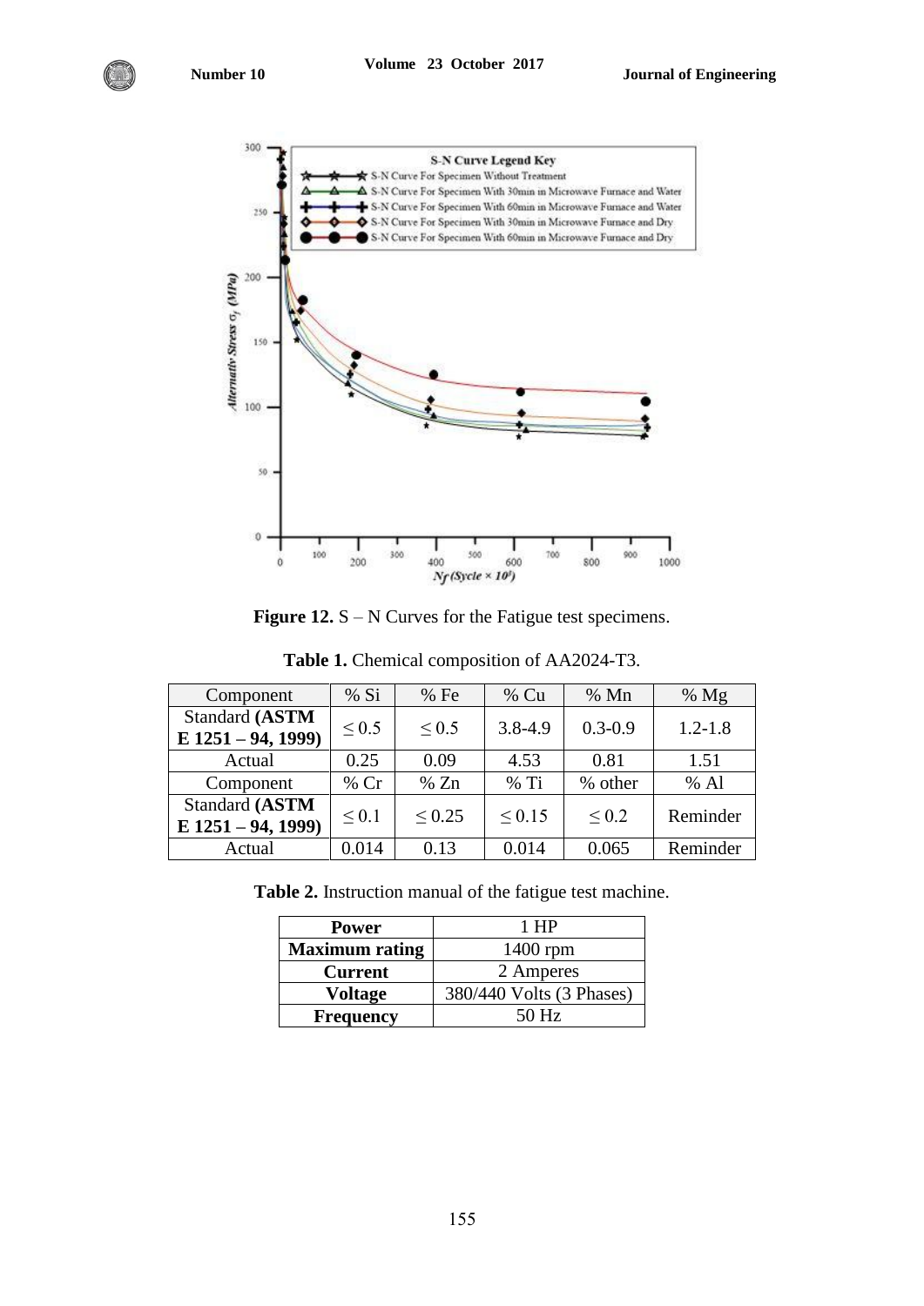**Figure 12.** S – N Curves for the Fatigue test specimens.

**Table 1.** Chemical composition of AA2024-T3.

| Component | % Si | % Fe | % Cu | % Mn | % Mg |
|---|---|---|---|---|---|
| Standard **(ASTM E 1251 – 94, 1999)** | ≤ 0.5 | ≤ 0.5 | 3.8-4.9 | 0.3-0.9 | 1.2-1.8 |
| Actual | 0.25 | 0.09 | 4.53 | 0.81 | 1.51 |
| Component | % Cr | % Zn | % Ti | % other | % Al |
| Standard **(ASTM E 1251 – 94, 1999)** | ≤ 0.1 | ≤ 0.25 | ≤ 0.15 | ≤ 0.2 | Reminder |
| Actual | 0.014 | 0.13 | 0.014 | 0.065 | Reminder |

**Table 2.** Instruction manual of the fatigue test machine.

| **Power** | 1 HP |
|---|---|
| **Maximum rating** | 1400 rpm |
| **Current** | 2 Amperes |
| **Voltage** | 380/440 Volts (3 Phases) |
| **Frequency** | 50 Hz |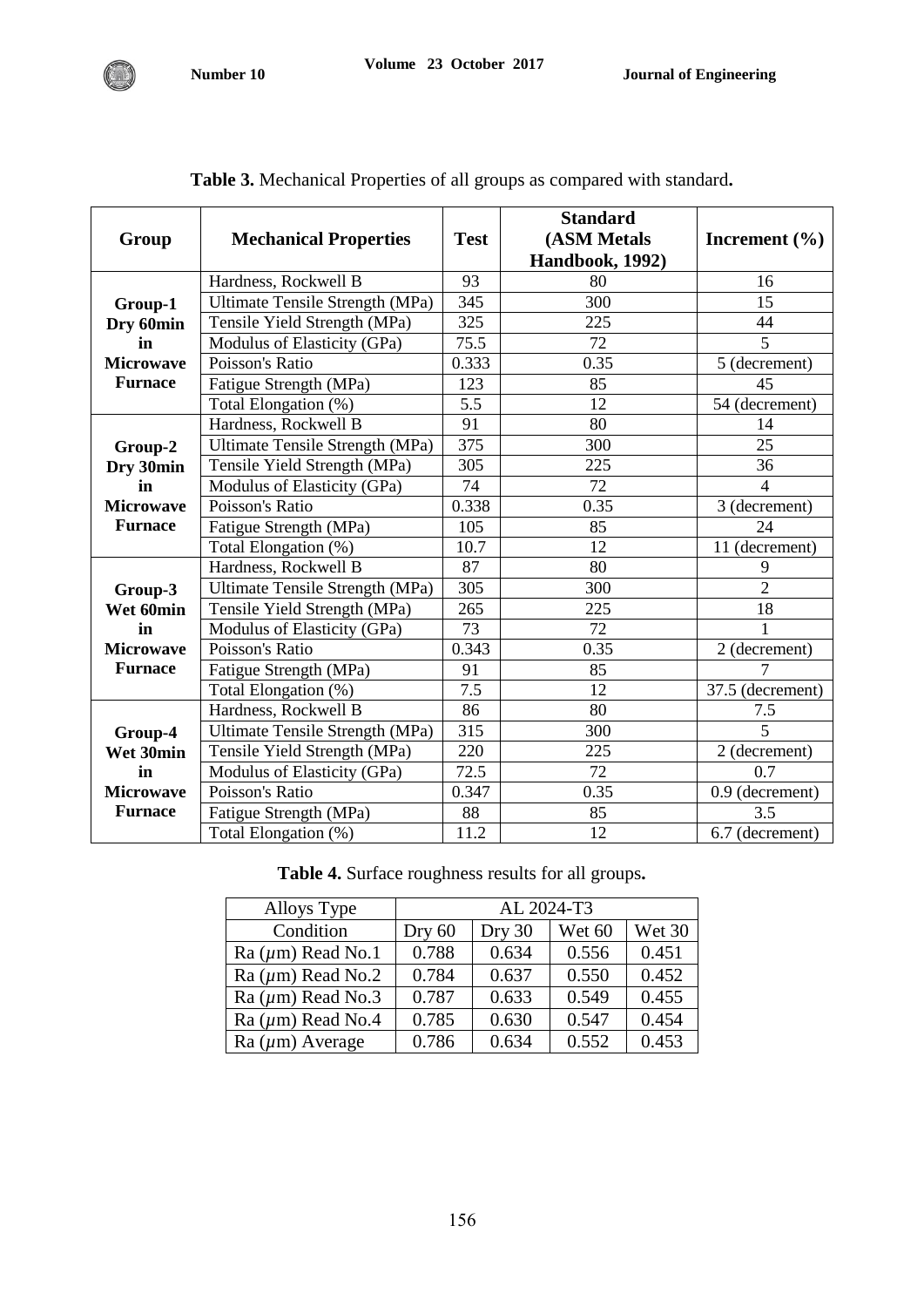**Table 3.** Mechanical Properties of all groups as compared with standard**.**

| Group | Mechanical Properties | Test | Standard (ASM Metals Handbook, 1992) | Increment (%) |
|---|---|---|---|---|
| **Group-1 Dry 60min in Microwave Furnace** | Hardness, Rockwell B | 93 | 80 | 16 |
| | Ultimate Tensile Strength (MPa) | 345 | 300 | 15 |
| | Tensile Yield Strength (MPa) | 325 | 225 | 44 |
| | Modulus of Elasticity (GPa) | 75.5 | 72 | 5 |
| | Poisson's Ratio | 0.333 | 0.35 | 5 (decrement) |
| | Fatigue Strength (MPa) | 123 | 85 | 45 |
| | Total Elongation (%) | 5.5 | 12 | 54 (decrement) |
| **Group-2 Dry 30min in Microwave Furnace** | Hardness, Rockwell B | 91 | 80 | 14 |
| | Ultimate Tensile Strength (MPa) | 375 | 300 | 25 |
| | Tensile Yield Strength (MPa) | 305 | 225 | 36 |
| | Modulus of Elasticity (GPa) | 74 | 72 | 4 |
| | Poisson's Ratio | 0.338 | 0.35 | 3 (decrement) |
| | Fatigue Strength (MPa) | 105 | 85 | 24 |
| | Total Elongation (%) | 10.7 | 12 | 11 (decrement) |
| **Group-3 Wet 60min in Microwave Furnace** | Hardness, Rockwell B | 87 | 80 | 9 |
| | Ultimate Tensile Strength (MPa) | 305 | 300 | 2 |
| | Tensile Yield Strength (MPa) | 265 | 225 | 18 |
| | Modulus of Elasticity (GPa) | 73 | 72 | 1 |
| | Poisson's Ratio | 0.343 | 0.35 | 2 (decrement) |
| | Fatigue Strength (MPa) | 91 | 85 | 7 |
| | Total Elongation (%) | 7.5 | 12 | 37.5 (decrement) |
| **Group-4 Wet 30min in Microwave Furnace** | Hardness, Rockwell B | 86 | 80 | 7.5 |
| | Ultimate Tensile Strength (MPa) | 315 | 300 | 5 |
| | Tensile Yield Strength (MPa) | 220 | 225 | 2 (decrement) |
| | Modulus of Elasticity (GPa) | 72.5 | 72 | 0.7 |
| | Poisson's Ratio | 0.347 | 0.35 | 0.9 (decrement) |
| | Fatigue Strength (MPa) | 88 | 85 | 3.5 |
| | Total Elongation (%) | 11.2 | 12 | 6.7 (decrement) |

**Table 4.** Surface roughness results for all groups**.**

| Alloys Type | AL 2024-T3 | | | |
|---|---|---|---|---|
| Condition | Dry 60 | Dry 30 | Wet 60 | Wet 30 |
| Ra ($\mu$m) Read No.1 | 0.788 | 0.634 | 0.556 | 0.451 |
| Ra ($\mu$m) Read No.2 | 0.784 | 0.637 | 0.550 | 0.452 |
| Ra ($\mu$m) Read No.3 | 0.787 | 0.633 | 0.549 | 0.455 |
| Ra ($\mu$m) Read No.4 | 0.785 | 0.630 | 0.547 | 0.454 |
| Ra ($\mu$m) Average | 0.786 | 0.634 | 0.552 | 0.453 |